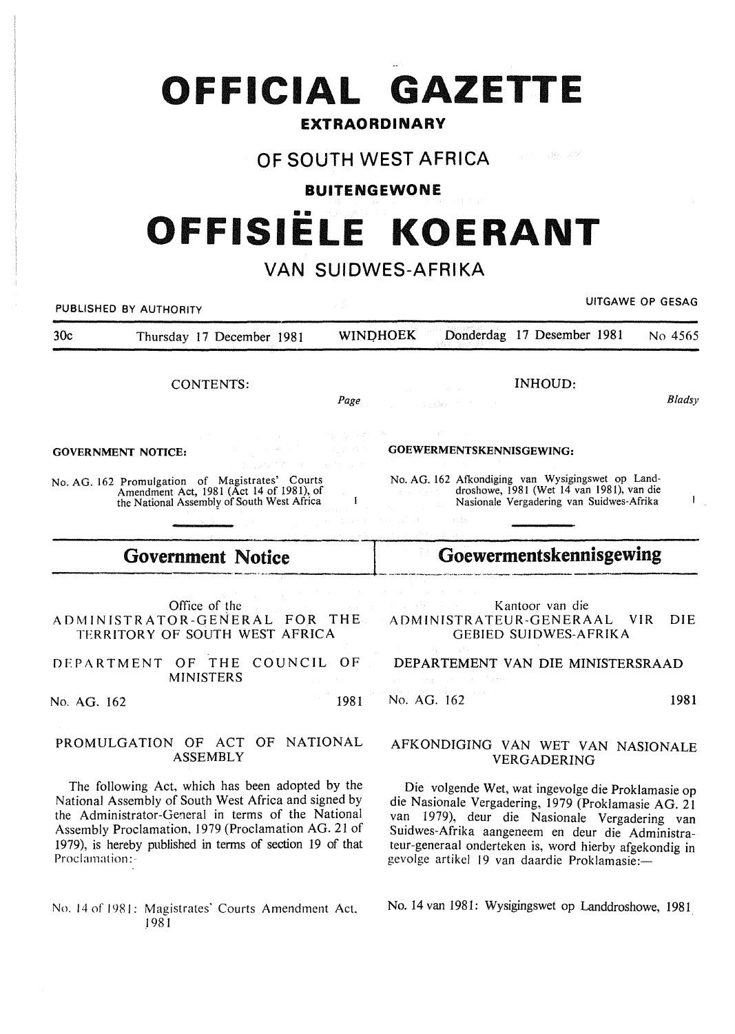# OFFICIAL GAZETTE

## EXTRAORDINARY

## OF SOUTH WEST AFRICA

## BUITENGEWONE

# OFFISIËLE KOERANT

## VAN SUIDWES-AFRIKA

PUBLISHED BY AUTHORITY — UITGAWE OP GESAG

30c — Thursday 17 December 1981 — WINDHOEK — Donderdag 17 Desember 1981 — No 4565

CONTENTS:

| | Page |
|---|---|
| **GOVERNMENT NOTICE:** | |
| No. AG. 162 Promulgation of Magistrates' Courts Amendment Act, 1981 (Act 14 of 1981), of the National Assembly of South West Africa | 1 |

INHOUD:

| | Bladsy |
|---|---|
| **GOEWERMENTSKENNISGEWING:** | |
| No. AG. 162 Afkondiging van Wysigingswet op Landdroshowe, 1981 (Wet 14 van 1981), van die Nasionale Vergadering van Suidwes-Afrika | 1 |

## Government Notice

Office of the
ADMINISTRATOR-GENERAL FOR THE TERRITORY OF SOUTH WEST AFRICA

DEPARTMENT OF THE COUNCIL OF MINISTERS

No. AG. 162 — 1981

### PROMULGATION OF ACT OF NATIONAL ASSEMBLY

The following Act, which has been adopted by the National Assembly of South West Africa and signed by the Administrator-General in terms of the National Assembly Proclamation, 1979 (Proclamation AG. 21 of 1979), is hereby published in terms of section 19 of that Proclamation:-

No. 14 of 1981: Magistrates' Courts Amendment Act, 1981

## Goewermentskennisgewing

Kantoor van die
ADMINISTRATEUR-GENERAAL VIR DIE GEBIED SUIDWES-AFRIKA

DEPARTEMENT VAN DIE MINISTERSRAAD

No. AG. 162 — 1981

### AFKONDIGING VAN WET VAN NASIONALE VERGADERING

Die volgende Wet, wat ingevolge die Proklamasie op die Nasionale Vergadering, 1979 (Proklamasie AG. 21 van 1979), deur die Nasionale Vergadering van Suidwes-Afrika aangeneem en deur die Administrateur-generaal onderteken is, word hierby afgekondig in gevolge artikel 19 van daardie Proklamasie:—

No. 14 van 1981: Wysigingswet op Landdroshowe, 1981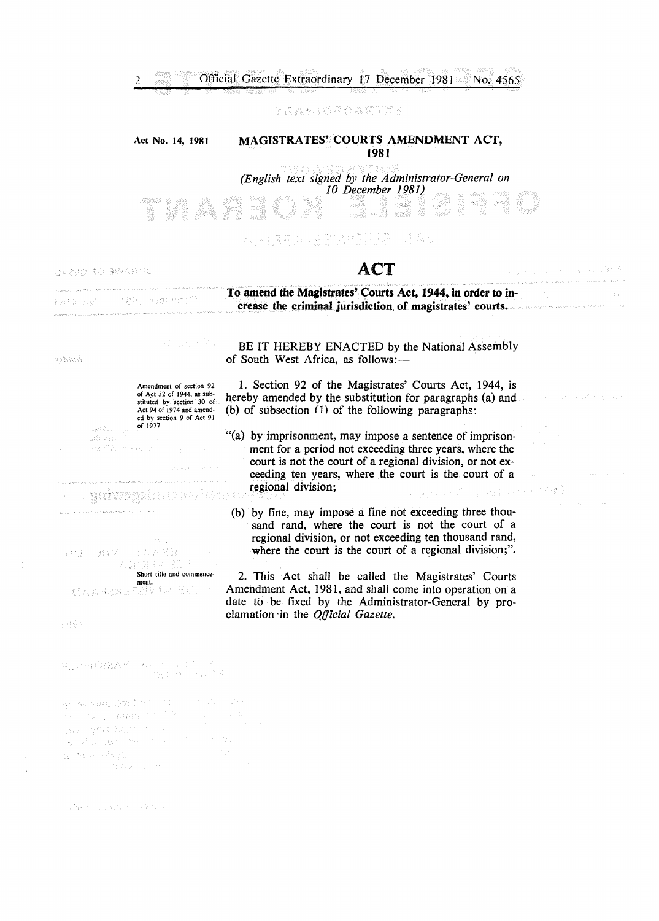Act No. 14, 1981

# MAGISTRATES' COURTS AMENDMENT ACT, 1981

*(English text signed by the Administrator-General on 10 December 1981)*

## ACT

**To amend the Magistrates' Courts Act, 1944, in order to increase the criminal jurisdiction of magistrates' courts.**

BE IT HEREBY ENACTED by the National Assembly of South West Africa, as follows:—

Amendment of section 92 of Act 32 of 1944, as substituted by section 30 of Act 94 of 1974 and amended by section 9 of Act 91 of 1977.

1. Section 92 of the Magistrates' Courts Act, 1944, is hereby amended by the substitution for paragraphs (a) and (b) of subsection (1) of the following paragraphs:

"(a) by imprisonment, may impose a sentence of imprisonment for a period not exceeding three years, where the court is not the court of a regional division, or not exceeding ten years, where the court is the court of a regional division;

(b) by fine, may impose a fine not exceeding three thousand rand, where the court is not the court of a regional division, or not exceeding ten thousand rand, where the court is the court of a regional division;".

Short title and commencement.

2. This Act shall be called the Magistrates' Courts Amendment Act, 1981, and shall come into operation on a date to be fixed by the Administrator-General by proclamation in the *Official Gazette*.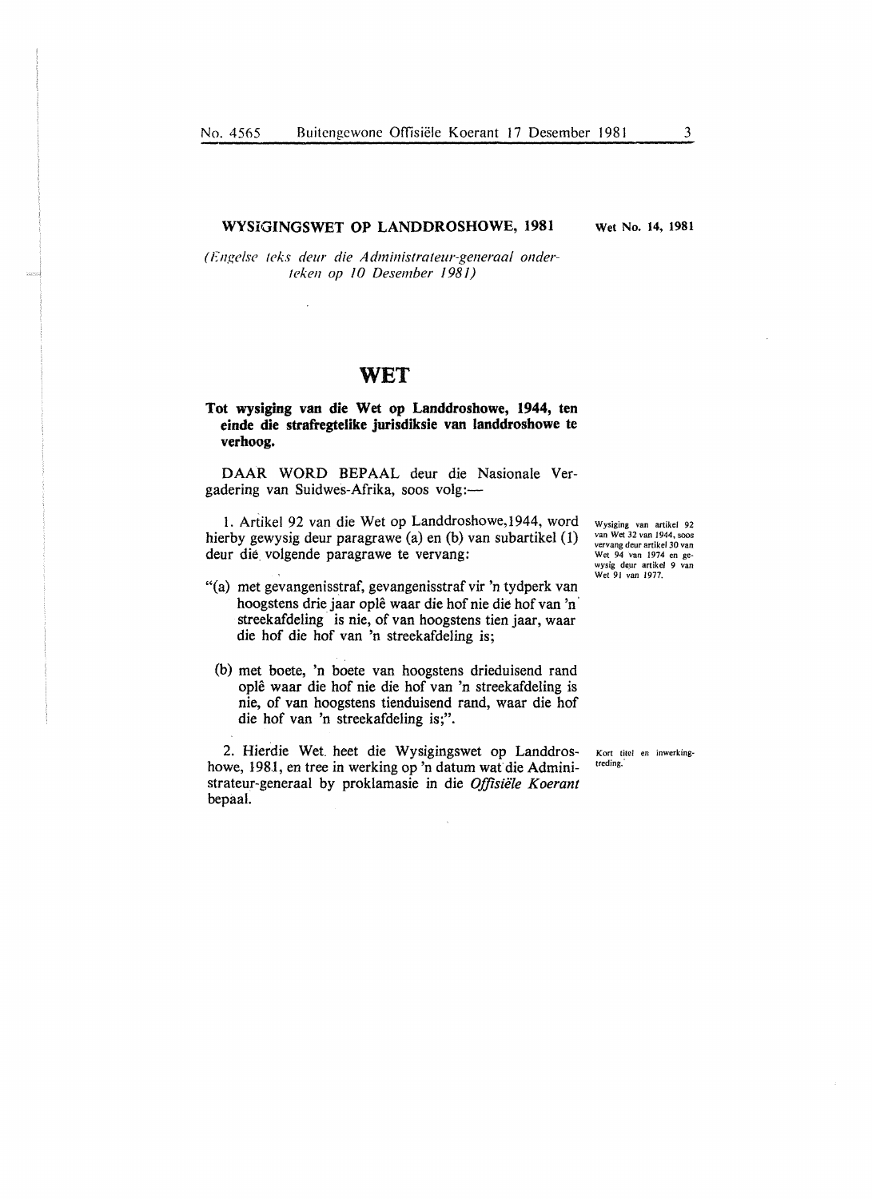**WYSIGINGSWET OP LANDDROSHOWE, 1981** — **Wet No. 14, 1981**

*(Engelse teks deur die Administrateur-generaal onderteken op 10 Desember 1981)*

# WET

**Tot wysiging van die Wet op Landdroshowe, 1944, ten einde die strafregtelike jurisdiksie van landdroshowe te verhoog.**

DAAR WORD BEPAAL deur die Nasionale Vergadering van Suidwes-Afrika, soos volg:—

*Wysiging van artikel 92 van Wet 32 van 1944, soos vervang deur artikel 30 van Wet 94 van 1974 en gewysig deur artikel 9 van Wet 91 van 1977.*

1. Artikel 92 van die Wet op Landdroshowe, 1944, word hierby gewysig deur paragrawe (a) en (b) van subartikel (1) deur die volgende paragrawe te vervang:

"(a) met gevangenisstraf, gevangenisstraf vir 'n tydperk van hoogstens drie jaar oplê waar die hof nie die hof van 'n streekafdeling is nie, of van hoogstens tien jaar, waar die hof die hof van 'n streekafdeling is;

(b) met boete, 'n boete van hoogstens drieduisend rand oplê waar die hof nie die hof van 'n streekafdeling is nie, of van hoogstens tienduisend rand, waar die hof die hof van 'n streekafdeling is;".

*Kort titel en inwerkingtreding.*

2. Hierdie Wet heet die Wysigingswet op Landdroshowe, 1981, en tree in werking op 'n datum wat die Administrateur-generaal by proklamasie in die *Offisiële Koerant* bepaal.